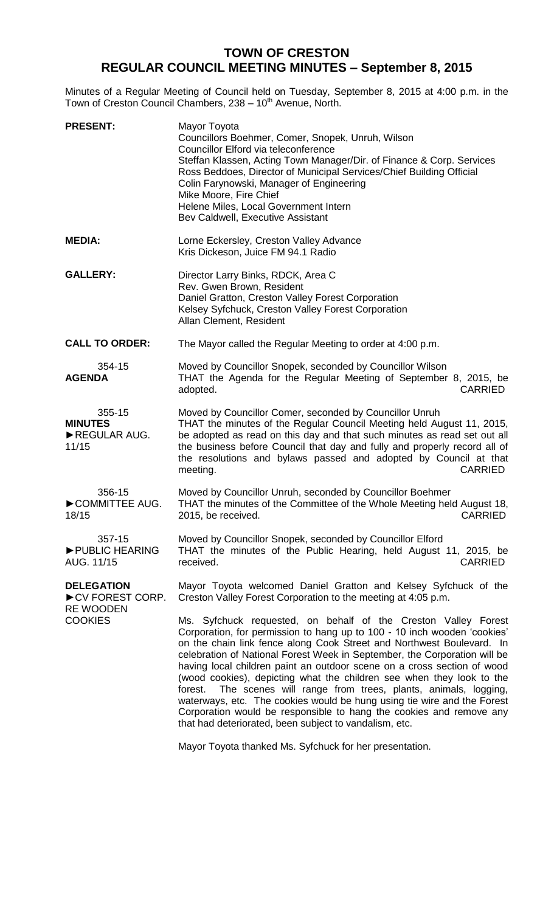# TOWN OF CRESTON
## REGULAR COUNCIL MEETING MINUTES – September 8, 2015

Minutes of a Regular Meeting of Council held on Tuesday, September 8, 2015 at 4:00 p.m. in the Town of Creston Council Chambers, 238 – 10th Avenue, North.

**PRESENT:**
Mayor Toyota
Councillors Boehmer, Comer, Snopek, Unruh, Wilson
Councillor Elford via teleconference
Steffan Klassen, Acting Town Manager/Dir. of Finance & Corp. Services
Ross Beddoes, Director of Municipal Services/Chief Building Official
Colin Farynowski, Manager of Engineering
Mike Moore, Fire Chief
Helene Miles, Local Government Intern
Bev Caldwell, Executive Assistant

**MEDIA:**
Lorne Eckersley, Creston Valley Advance
Kris Dickeson, Juice FM 94.1 Radio

**GALLERY:**
Director Larry Binks, RDCK, Area C
Rev. Gwen Brown, Resident
Daniel Gratton, Creston Valley Forest Corporation
Kelsey Syfchuck, Creston Valley Forest Corporation
Allan Clement, Resident

**CALL TO ORDER:** The Mayor called the Regular Meeting to order at 4:00 p.m.

354-15
**AGENDA**

Moved by Councillor Snopek, seconded by Councillor Wilson
THAT the Agenda for the Regular Meeting of September 8, 2015, be adopted. CARRIED

355-15
**MINUTES**
►REGULAR AUG. 11/15

Moved by Councillor Comer, seconded by Councillor Unruh
THAT the minutes of the Regular Council Meeting held August 11, 2015, be adopted as read on this day and that such minutes as read set out all the business before Council that day and fully and properly record all of the resolutions and bylaws passed and adopted by Council at that meeting. CARRIED

356-15
►COMMITTEE AUG. 18/15

Moved by Councillor Unruh, seconded by Councillor Boehmer
THAT the minutes of the Committee of the Whole Meeting held August 18, 2015, be received. CARRIED

357-15
►PUBLIC HEARING AUG. 11/15

Moved by Councillor Snopek, seconded by Councillor Elford
THAT the minutes of the Public Hearing, held August 11, 2015, be received. CARRIED

**DELEGATION**
►CV FOREST CORP. RE WOODEN COOKIES

Mayor Toyota welcomed Daniel Gratton and Kelsey Syfchuck of the Creston Valley Forest Corporation to the meeting at 4:05 p.m.

Ms. Syfchuck requested, on behalf of the Creston Valley Forest Corporation, for permission to hang up to 100 - 10 inch wooden 'cookies' on the chain link fence along Cook Street and Northwest Boulevard. In celebration of National Forest Week in September, the Corporation will be having local children paint an outdoor scene on a cross section of wood (wood cookies), depicting what the children see when they look to the forest. The scenes will range from trees, plants, animals, logging, waterways, etc. The cookies would be hung using tie wire and the Forest Corporation would be responsible to hang the cookies and remove any that had deteriorated, been subject to vandalism, etc.

Mayor Toyota thanked Ms. Syfchuck for her presentation.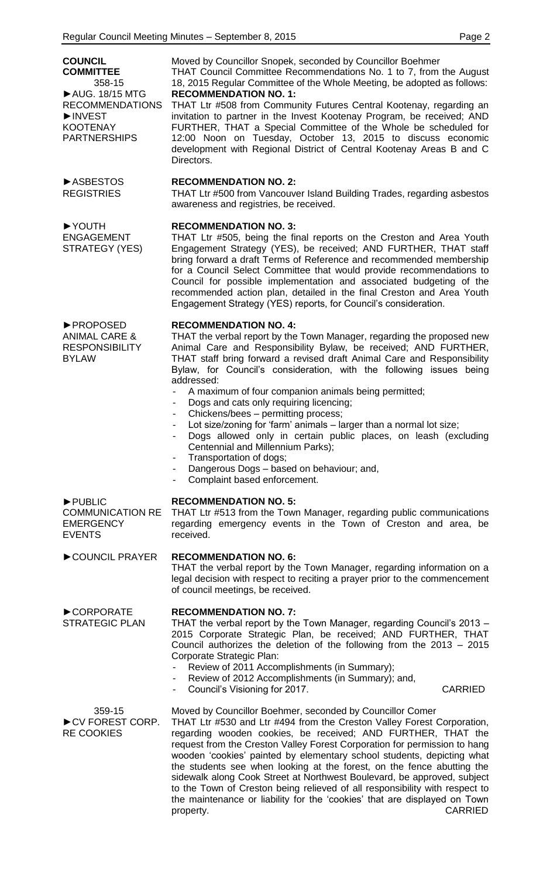**COUNCIL COMMITTEE**
358-15
►AUG. 18/15 MTG RECOMMENDATIONS
►INVEST KOOTENAY PARTNERSHIPS

Moved by Councillor Snopek, seconded by Councillor Boehmer
THAT Council Committee Recommendations No. 1 to 7, from the August 18, 2015 Regular Committee of the Whole Meeting, be adopted as follows:

**RECOMMENDATION NO. 1:**
THAT Ltr #508 from Community Futures Central Kootenay, regarding an invitation to partner in the Invest Kootenay Program, be received; AND FURTHER, THAT a Special Committee of the Whole be scheduled for 12:00 Noon on Tuesday, October 13, 2015 to discuss economic development with Regional District of Central Kootenay Areas B and C Directors.

►ASBESTOS REGISTRIES

**RECOMMENDATION NO. 2:**
THAT Ltr #500 from Vancouver Island Building Trades, regarding asbestos awareness and registries, be received.

►YOUTH ENGAGEMENT STRATEGY (YES)

**RECOMMENDATION NO. 3:**
THAT Ltr #505, being the final reports on the Creston and Area Youth Engagement Strategy (YES), be received; AND FURTHER, THAT staff bring forward a draft Terms of Reference and recommended membership for a Council Select Committee that would provide recommendations to Council for possible implementation and associated budgeting of the recommended action plan, detailed in the final Creston and Area Youth Engagement Strategy (YES) reports, for Council's consideration.

►PROPOSED ANIMAL CARE & RESPONSIBILITY BYLAW

**RECOMMENDATION NO. 4:**
THAT the verbal report by the Town Manager, regarding the proposed new Animal Care and Responsibility Bylaw, be received; AND FURTHER, THAT staff bring forward a revised draft Animal Care and Responsibility Bylaw, for Council's consideration, with the following issues being addressed:

- A maximum of four companion animals being permitted;
- Dogs and cats only requiring licencing;
- Chickens/bees – permitting process;
- Lot size/zoning for 'farm' animals – larger than a normal lot size;
- Dogs allowed only in certain public places, on leash (excluding Centennial and Millennium Parks);
- Transportation of dogs;
- Dangerous Dogs – based on behaviour; and,
- Complaint based enforcement.

►PUBLIC COMMUNICATION RE EMERGENCY EVENTS

**RECOMMENDATION NO. 5:**
THAT Ltr #513 from the Town Manager, regarding public communications regarding emergency events in the Town of Creston and area, be received.

►COUNCIL PRAYER

**RECOMMENDATION NO. 6:**
THAT the verbal report by the Town Manager, regarding information on a legal decision with respect to reciting a prayer prior to the commencement of council meetings, be received.

►CORPORATE STRATEGIC PLAN

**RECOMMENDATION NO. 7:**
THAT the verbal report by the Town Manager, regarding Council's 2013 – 2015 Corporate Strategic Plan, be received; AND FURTHER, THAT Council authorizes the deletion of the following from the 2013 – 2015 Corporate Strategic Plan:

- Review of 2011 Accomplishments (in Summary);
- Review of 2012 Accomplishments (in Summary); and,
- Council's Visioning for 2017.

CARRIED

359-15
►CV FOREST CORP. RE COOKIES

Moved by Councillor Boehmer, seconded by Councillor Comer
THAT Ltr #530 and Ltr #494 from the Creston Valley Forest Corporation, regarding wooden cookies, be received; AND FURTHER, THAT the request from the Creston Valley Forest Corporation for permission to hang wooden 'cookies' painted by elementary school students, depicting what the students see when looking at the forest, on the fence abutting the sidewalk along Cook Street at Northwest Boulevard, be approved, subject to the Town of Creston being relieved of all responsibility with respect to the maintenance or liability for the 'cookies' that are displayed on Town property.

CARRIED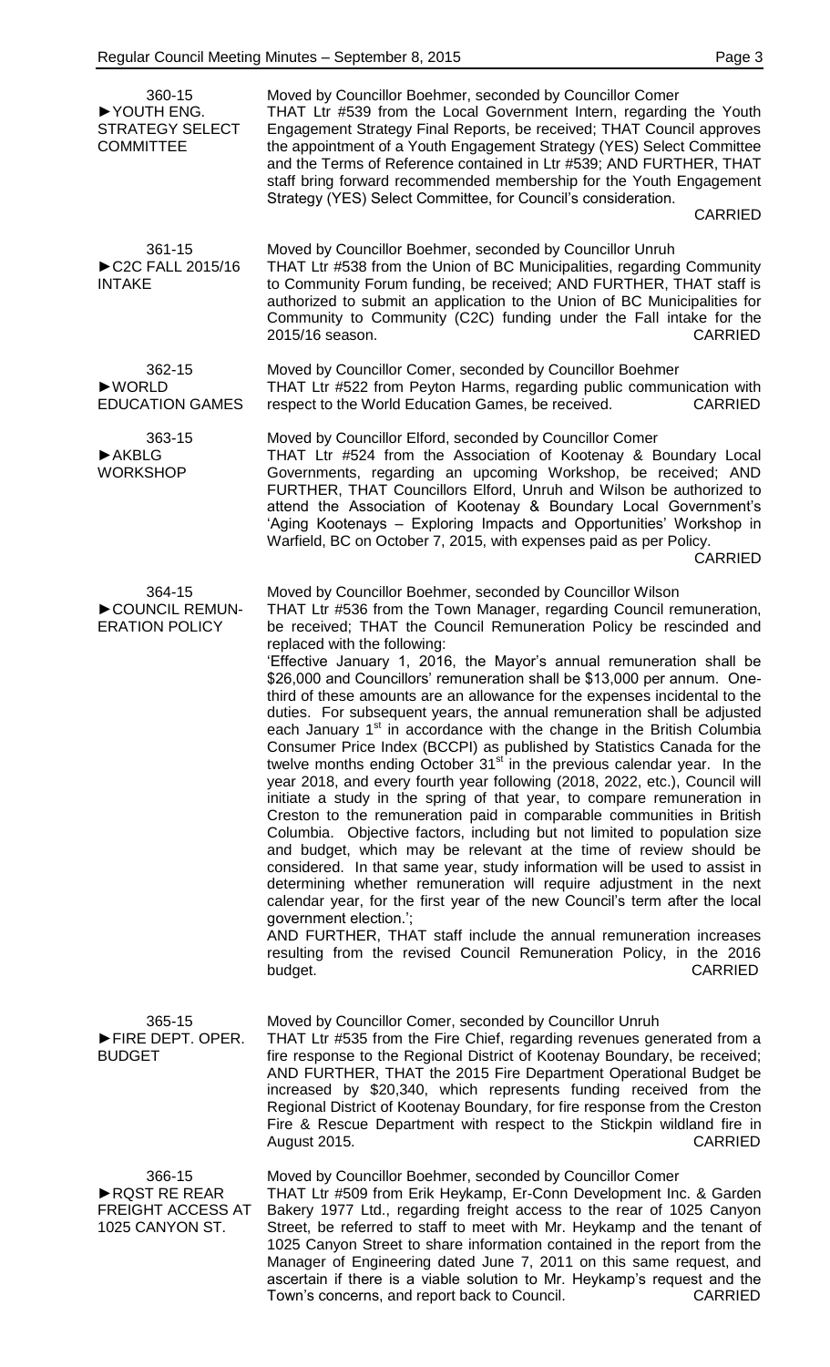**360-15**
**►YOUTH ENG. STRATEGY SELECT COMMITTEE**

Moved by Councillor Boehmer, seconded by Councillor Comer
THAT Ltr #539 from the Local Government Intern, regarding the Youth Engagement Strategy Final Reports, be received; THAT Council approves the appointment of a Youth Engagement Strategy (YES) Select Committee and the Terms of Reference contained in Ltr #539; AND FURTHER, THAT staff bring forward recommended membership for the Youth Engagement Strategy (YES) Select Committee, for Council's consideration.
CARRIED

**361-15**
**►C2C FALL 2015/16 INTAKE**

Moved by Councillor Boehmer, seconded by Councillor Unruh
THAT Ltr #538 from the Union of BC Municipalities, regarding Community to Community Forum funding, be received; AND FURTHER, THAT staff is authorized to submit an application to the Union of BC Municipalities for Community to Community (C2C) funding under the Fall intake for the 2015/16 season.
CARRIED

**362-15**
**►WORLD EDUCATION GAMES**

Moved by Councillor Comer, seconded by Councillor Boehmer
THAT Ltr #522 from Peyton Harms, regarding public communication with respect to the World Education Games, be received.
CARRIED

**363-15**
**►AKBLG WORKSHOP**

Moved by Councillor Elford, seconded by Councillor Comer
THAT Ltr #524 from the Association of Kootenay & Boundary Local Governments, regarding an upcoming Workshop, be received; AND FURTHER, THAT Councillors Elford, Unruh and Wilson be authorized to attend the Association of Kootenay & Boundary Local Government's 'Aging Kootenays – Exploring Impacts and Opportunities' Workshop in Warfield, BC on October 7, 2015, with expenses paid as per Policy.
CARRIED

**364-15**
**►COUNCIL REMUNERATION POLICY**

Moved by Councillor Boehmer, seconded by Councillor Wilson
THAT Ltr #536 from the Town Manager, regarding Council remuneration, be received; THAT the Council Remuneration Policy be rescinded and replaced with the following:
'Effective January 1, 2016, the Mayor's annual remuneration shall be $26,000 and Councillors' remuneration shall be $13,000 per annum. One-third of these amounts are an allowance for the expenses incidental to the duties. For subsequent years, the annual remuneration shall be adjusted each January 1st in accordance with the change in the British Columbia Consumer Price Index (BCCPI) as published by Statistics Canada for the twelve months ending October 31st in the previous calendar year. In the year 2018, and every fourth year following (2018, 2022, etc.), Council will initiate a study in the spring of that year, to compare remuneration in Creston to the remuneration paid in comparable communities in British Columbia. Objective factors, including but not limited to population size and budget, which may be relevant at the time of review should be considered. In that same year, study information will be used to assist in determining whether remuneration will require adjustment in the next calendar year, for the first year of the new Council's term after the local government election.';
AND FURTHER, THAT staff include the annual remuneration increases resulting from the revised Council Remuneration Policy, in the 2016 budget.
CARRIED

**365-15**
**►FIRE DEPT. OPER. BUDGET**

Moved by Councillor Comer, seconded by Councillor Unruh
THAT Ltr #535 from the Fire Chief, regarding revenues generated from a fire response to the Regional District of Kootenay Boundary, be received; AND FURTHER, THAT the 2015 Fire Department Operational Budget be increased by $20,340, which represents funding received from the Regional District of Kootenay Boundary, for fire response from the Creston Fire & Rescue Department with respect to the Stickpin wildland fire in August 2015.
CARRIED

**366-15**
**►RQST RE REAR FREIGHT ACCESS AT 1025 CANYON ST.**

Moved by Councillor Boehmer, seconded by Councillor Comer
THAT Ltr #509 from Erik Heykamp, Er-Conn Development Inc. & Garden Bakery 1977 Ltd., regarding freight access to the rear of 1025 Canyon Street, be referred to staff to meet with Mr. Heykamp and the tenant of 1025 Canyon Street to share information contained in the report from the Manager of Engineering dated June 7, 2011 on this same request, and ascertain if there is a viable solution to Mr. Heykamp's request and the Town's concerns, and report back to Council.
CARRIED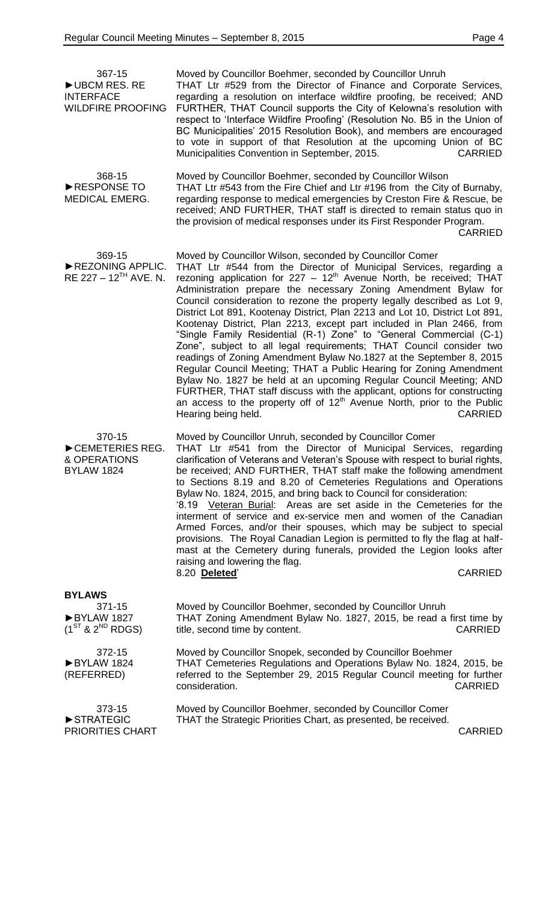**367-15**
**►UBCM RES. RE INTERFACE WILDFIRE PROOFING**

Moved by Councillor Boehmer, seconded by Councillor Unruh
THAT Ltr #529 from the Director of Finance and Corporate Services, regarding a resolution on interface wildfire proofing, be received; AND FURTHER, THAT Council supports the City of Kelowna's resolution with respect to 'Interface Wildfire Proofing' (Resolution No. B5 in the Union of BC Municipalities' 2015 Resolution Book), and members are encouraged to vote in support of that Resolution at the upcoming Union of BC Municipalities Convention in September, 2015. CARRIED

**368-15**
**►RESPONSE TO MEDICAL EMERG.**

Moved by Councillor Boehmer, seconded by Councillor Wilson
THAT Ltr #543 from the Fire Chief and Ltr #196 from the City of Burnaby, regarding response to medical emergencies by Creston Fire & Rescue, be received; AND FURTHER, THAT staff is directed to remain status quo in the provision of medical responses under its First Responder Program. CARRIED

**369-15**
**►REZONING APPLIC. RE 227 – 12TH AVE. N.**

Moved by Councillor Wilson, seconded by Councillor Comer
THAT Ltr #544 from the Director of Municipal Services, regarding a rezoning application for 227 – 12th Avenue North, be received; THAT Administration prepare the necessary Zoning Amendment Bylaw for Council consideration to rezone the property legally described as Lot 9, District Lot 891, Kootenay District, Plan 2213 and Lot 10, District Lot 891, Kootenay District, Plan 2213, except part included in Plan 2466, from "Single Family Residential (R-1) Zone" to "General Commercial (C-1) Zone", subject to all legal requirements; THAT Council consider two readings of Zoning Amendment Bylaw No.1827 at the September 8, 2015 Regular Council Meeting; THAT a Public Hearing for Zoning Amendment Bylaw No. 1827 be held at an upcoming Regular Council Meeting; AND FURTHER, THAT staff discuss with the applicant, options for constructing an access to the property off of 12th Avenue North, prior to the Public Hearing being held. CARRIED

**370-15**
**►CEMETERIES REG. & OPERATIONS BYLAW 1824**

Moved by Councillor Unruh, seconded by Councillor Comer
THAT Ltr #541 from the Director of Municipal Services, regarding clarification of Veterans and Veteran's Spouse with respect to burial rights, be received; AND FURTHER, THAT staff make the following amendment to Sections 8.19 and 8.20 of Cemeteries Regulations and Operations Bylaw No. 1824, 2015, and bring back to Council for consideration:
'8.19 Veteran Burial: Areas are set aside in the Cemeteries for the interment of service and ex-service men and women of the Canadian Armed Forces, and/or their spouses, which may be subject to special provisions. The Royal Canadian Legion is permitted to fly the flag at half-mast at the Cemetery during funerals, provided the Legion looks after raising and lowering the flag.
8.20 **Deleted**' CARRIED

## BYLAWS

**371-15**
**►BYLAW 1827 (1ST & 2ND RDGS)**

Moved by Councillor Boehmer, seconded by Councillor Unruh
THAT Zoning Amendment Bylaw No. 1827, 2015, be read a first time by title, second time by content. CARRIED

**372-15**
**►BYLAW 1824 (REFERRED)**

Moved by Councillor Snopek, seconded by Councillor Boehmer
THAT Cemeteries Regulations and Operations Bylaw No. 1824, 2015, be referred to the September 29, 2015 Regular Council meeting for further consideration. CARRIED

**373-15**
**►STRATEGIC PRIORITIES CHART**

Moved by Councillor Boehmer, seconded by Councillor Comer
THAT the Strategic Priorities Chart, as presented, be received. CARRIED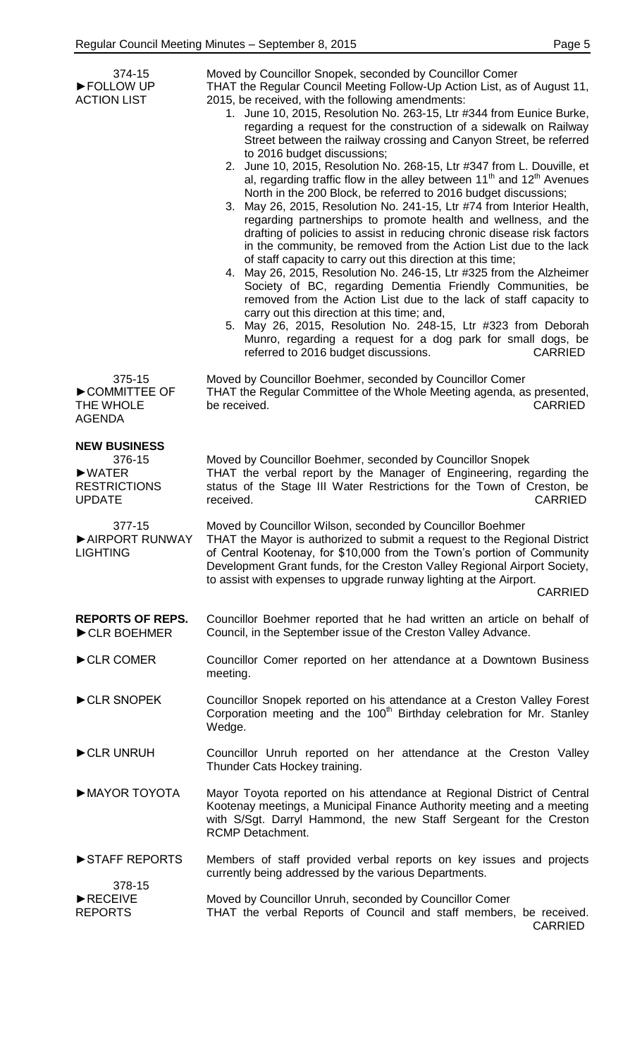**374-15**
**►FOLLOW UP ACTION LIST**

Moved by Councillor Snopek, seconded by Councillor Comer
THAT the Regular Council Meeting Follow-Up Action List, as of August 11, 2015, be received, with the following amendments:

1. June 10, 2015, Resolution No. 263-15, Ltr #344 from Eunice Burke, regarding a request for the construction of a sidewalk on Railway Street between the railway crossing and Canyon Street, be referred to 2016 budget discussions;
2. June 10, 2015, Resolution No. 268-15, Ltr #347 from L. Douville, et al, regarding traffic flow in the alley between 11th and 12th Avenues North in the 200 Block, be referred to 2016 budget discussions;
3. May 26, 2015, Resolution No. 241-15, Ltr #74 from Interior Health, regarding partnerships to promote health and wellness, and the drafting of policies to assist in reducing chronic disease risk factors in the community, be removed from the Action List due to the lack of staff capacity to carry out this direction at this time;
4. May 26, 2015, Resolution No. 246-15, Ltr #325 from the Alzheimer Society of BC, regarding Dementia Friendly Communities, be removed from the Action List due to the lack of staff capacity to carry out this direction at this time; and,
5. May 26, 2015, Resolution No. 248-15, Ltr #323 from Deborah Munro, regarding a request for a dog park for small dogs, be referred to 2016 budget discussions. CARRIED

**375-15**
**►COMMITTEE OF THE WHOLE AGENDA**

Moved by Councillor Boehmer, seconded by Councillor Comer
THAT the Regular Committee of the Whole Meeting agenda, as presented, be received. CARRIED

## NEW BUSINESS

**376-15**
**►WATER RESTRICTIONS UPDATE**

Moved by Councillor Boehmer, seconded by Councillor Snopek
THAT the verbal report by the Manager of Engineering, regarding the status of the Stage III Water Restrictions for the Town of Creston, be received. CARRIED

**377-15**
**►AIRPORT RUNWAY LIGHTING**

Moved by Councillor Wilson, seconded by Councillor Boehmer
THAT the Mayor is authorized to submit a request to the Regional District of Central Kootenay, for $10,000 from the Town's portion of Community Development Grant funds, for the Creston Valley Regional Airport Society, to assist with expenses to upgrade runway lighting at the Airport.
CARRIED

## REPORTS OF REPS.

**►CLR BOEHMER**

Councillor Boehmer reported that he had written an article on behalf of Council, in the September issue of the Creston Valley Advance.

**►CLR COMER**

Councillor Comer reported on her attendance at a Downtown Business meeting.

**►CLR SNOPEK**

Councillor Snopek reported on his attendance at a Creston Valley Forest Corporation meeting and the 100th Birthday celebration for Mr. Stanley Wedge.

**►CLR UNRUH**

Councillor Unruh reported on her attendance at the Creston Valley Thunder Cats Hockey training.

**►MAYOR TOYOTA**

Mayor Toyota reported on his attendance at Regional District of Central Kootenay meetings, a Municipal Finance Authority meeting and a meeting with S/Sgt. Darryl Hammond, the new Staff Sergeant for the Creston RCMP Detachment.

**►STAFF REPORTS**

Members of staff provided verbal reports on key issues and projects currently being addressed by the various Departments.

**378-15**
**►RECEIVE REPORTS**

Moved by Councillor Unruh, seconded by Councillor Comer
THAT the verbal Reports of Council and staff members, be received.
CARRIED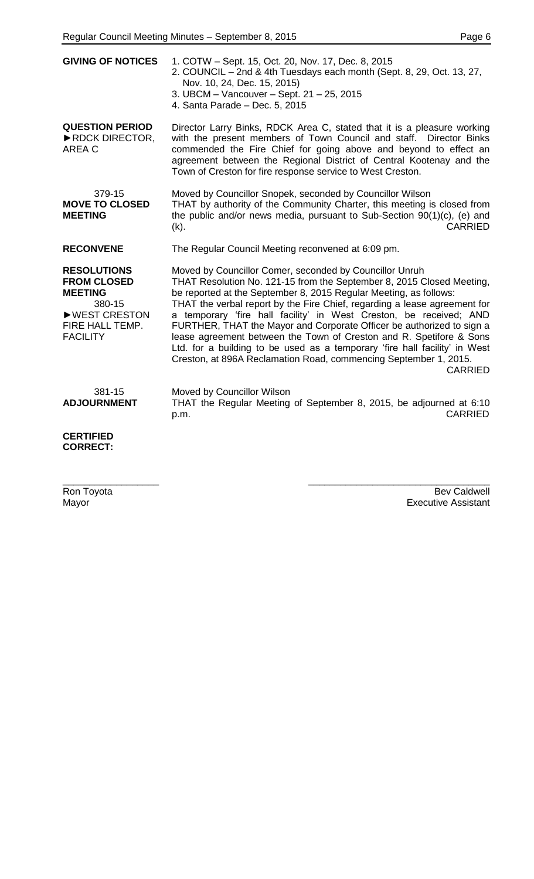**GIVING OF NOTICES**

1. COTW – Sept. 15, Oct. 20, Nov. 17, Dec. 8, 2015
2. COUNCIL – 2nd & 4th Tuesdays each month (Sept. 8, 29, Oct. 13, 27, Nov. 10, 24, Dec. 15, 2015)
3. UBCM – Vancouver – Sept. 21 – 25, 2015
4. Santa Parade – Dec. 5, 2015

**QUESTION PERIOD**
**►RDCK DIRECTOR, AREA C**

Director Larry Binks, RDCK Area C, stated that it is a pleasure working with the present members of Town Council and staff. Director Binks commended the Fire Chief for going above and beyond to effect an agreement between the Regional District of Central Kootenay and the Town of Creston for fire response service to West Creston.

379-15
**MOVE TO CLOSED MEETING**

Moved by Councillor Snopek, seconded by Councillor Wilson
THAT by authority of the Community Charter, this meeting is closed from the public and/or news media, pursuant to Sub-Section 90(1)(c), (e) and (k). CARRIED

**RECONVENE**

The Regular Council Meeting reconvened at 6:09 pm.

**RESOLUTIONS FROM CLOSED MEETING**
380-15
**►WEST CRESTON FIRE HALL TEMP. FACILITY**

Moved by Councillor Comer, seconded by Councillor Unruh
THAT Resolution No. 121-15 from the September 8, 2015 Closed Meeting, be reported at the September 8, 2015 Regular Meeting, as follows:
THAT the verbal report by the Fire Chief, regarding a lease agreement for a temporary 'fire hall facility' in West Creston, be received; AND FURTHER, THAT the Mayor and Corporate Officer be authorized to sign a lease agreement between the Town of Creston and R. Spetifore & Sons Ltd. for a building to be used as a temporary 'fire hall facility' in West Creston, at 896A Reclamation Road, commencing September 1, 2015. CARRIED

381-15
**ADJOURNMENT**

Moved by Councillor Wilson
THAT the Regular Meeting of September 8, 2015, be adjourned at 6:10 p.m. CARRIED

**CERTIFIED CORRECT:**

\_\_\_\_\_\_\_\_\_\_\_\_\_\_\_\_\_\_
Ron Toyota
Mayor

\_\_\_\_\_\_\_\_\_\_\_\_\_\_\_\_\_\_
Bev Caldwell
Executive Assistant